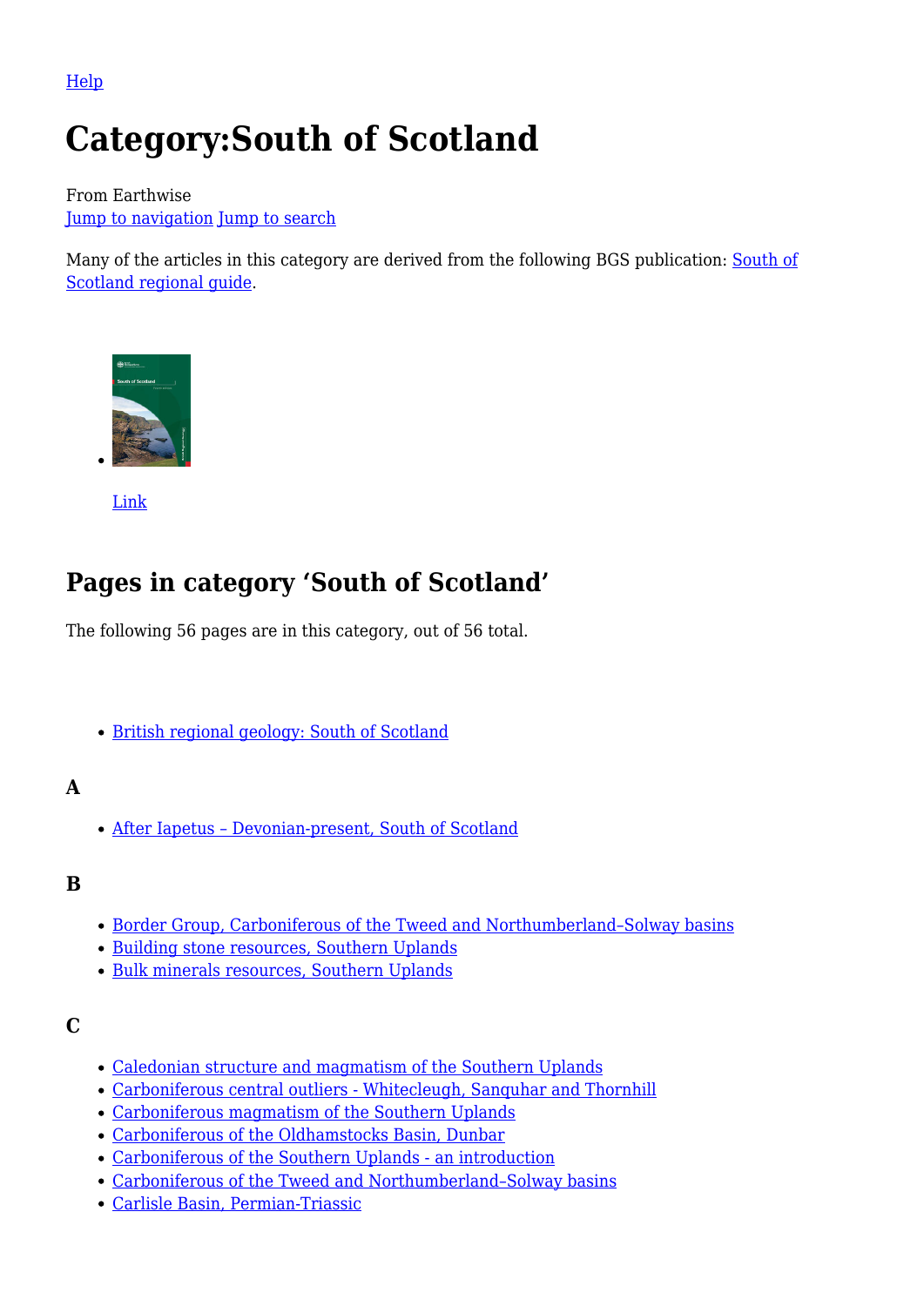Help

# Category:South of Scotland

From Earthwise
Jump to navigation Jump to search

Many of the articles in this category are derived from the following BGS publication: South of Scotland regional guide.

- Link

## Pages in category 'South of Scotland'

The following 56 pages are in this category, out of 56 total.

- British regional geology: South of Scotland

### A

- After Iapetus – Devonian-present, South of Scotland

### B

- Border Group, Carboniferous of the Tweed and Northumberland–Solway basins
- Building stone resources, Southern Uplands
- Bulk minerals resources, Southern Uplands

### C

- Caledonian structure and magmatism of the Southern Uplands
- Carboniferous central outliers - Whitecleugh, Sanquhar and Thornhill
- Carboniferous magmatism of the Southern Uplands
- Carboniferous of the Oldhamstocks Basin, Dunbar
- Carboniferous of the Southern Uplands - an introduction
- Carboniferous of the Tweed and Northumberland–Solway basins
- Carlisle Basin, Permian-Triassic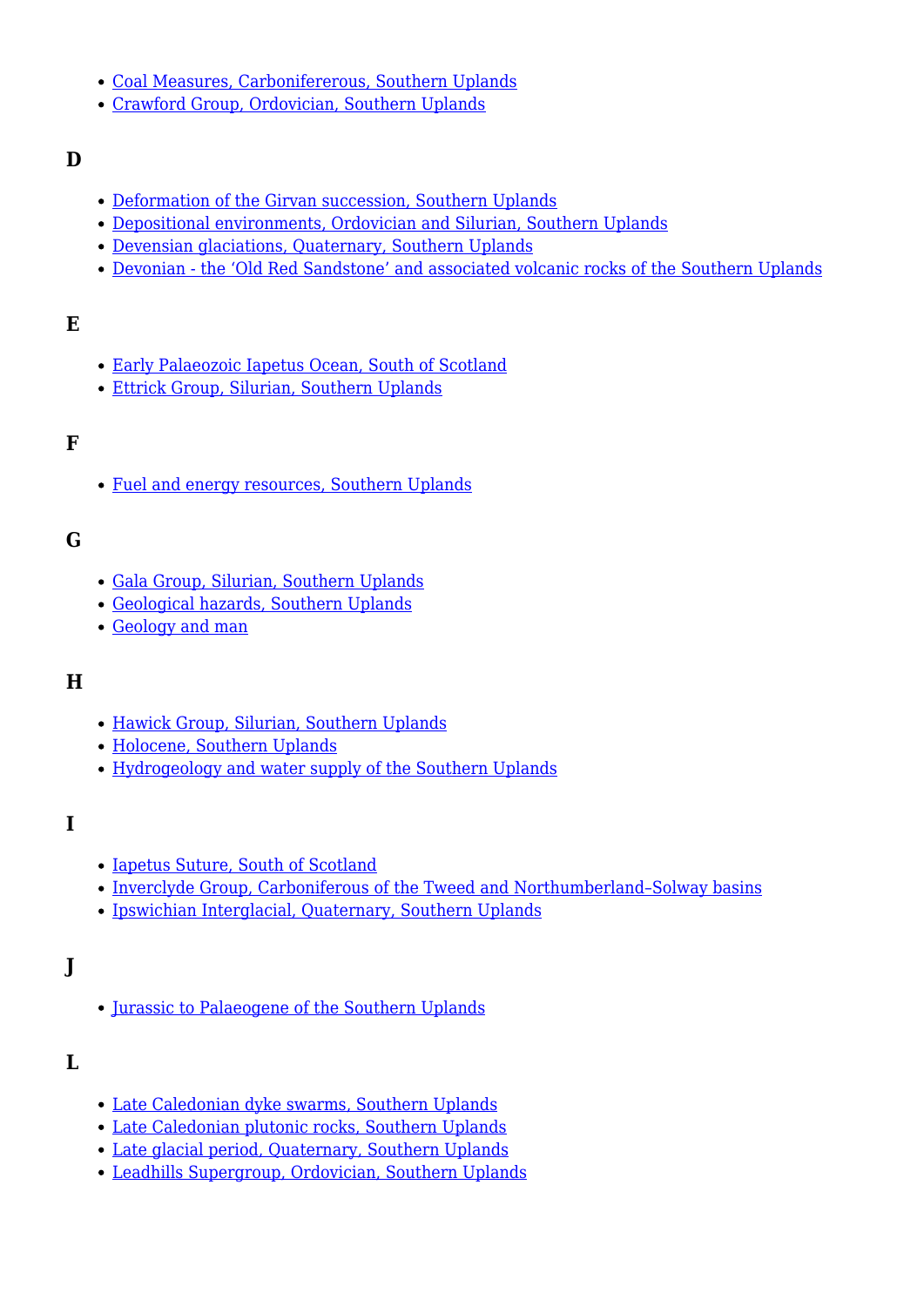- [Coal Measures, Carboniferous, Southern Uplands]()
- [Crawford Group, Ordovician, Southern Uplands]()

## D

- [Deformation of the Girvan succession, Southern Uplands]()
- [Depositional environments, Ordovician and Silurian, Southern Uplands]()
- [Devensian glaciations, Quaternary, Southern Uplands]()
- [Devonian - the 'Old Red Sandstone' and associated volcanic rocks of the Southern Uplands]()

## E

- [Early Palaeozoic Iapetus Ocean, South of Scotland]()
- [Ettrick Group, Silurian, Southern Uplands]()

## F

- [Fuel and energy resources, Southern Uplands]()

## G

- [Gala Group, Silurian, Southern Uplands]()
- [Geological hazards, Southern Uplands]()
- [Geology and man]()

## H

- [Hawick Group, Silurian, Southern Uplands]()
- [Holocene, Southern Uplands]()
- [Hydrogeology and water supply of the Southern Uplands]()

## I

- [Iapetus Suture, South of Scotland]()
- [Inverclyde Group, Carboniferous of the Tweed and Northumberland–Solway basins]()
- [Ipswichian Interglacial, Quaternary, Southern Uplands]()

## J

- [Jurassic to Palaeogene of the Southern Uplands]()

## L

- [Late Caledonian dyke swarms, Southern Uplands]()
- [Late Caledonian plutonic rocks, Southern Uplands]()
- [Late glacial period, Quaternary, Southern Uplands]()
- [Leadhills Supergroup, Ordovician, Southern Uplands]()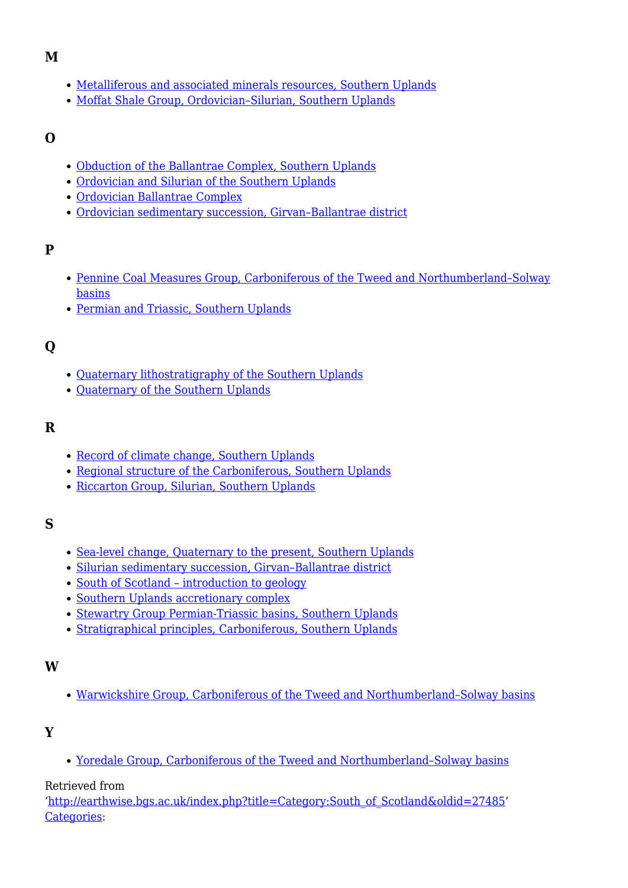## M

- Metalliferous and associated minerals resources, Southern Uplands
- Moffat Shale Group, Ordovician–Silurian, Southern Uplands

## O

- Obduction of the Ballantrae Complex, Southern Uplands
- Ordovician and Silurian of the Southern Uplands
- Ordovician Ballantrae Complex
- Ordovician sedimentary succession, Girvan–Ballantrae district

## P

- Pennine Coal Measures Group, Carboniferous of the Tweed and Northumberland–Solway basins
- Permian and Triassic, Southern Uplands

## Q

- Quaternary lithostratigraphy of the Southern Uplands
- Quaternary of the Southern Uplands

## R

- Record of climate change, Southern Uplands
- Regional structure of the Carboniferous, Southern Uplands
- Riccarton Group, Silurian, Southern Uplands

## S

- Sea-level change, Quaternary to the present, Southern Uplands
- Silurian sedimentary succession, Girvan–Ballantrae district
- South of Scotland – introduction to geology
- Southern Uplands accretionary complex
- Stewartry Group Permian-Triassic basins, Southern Uplands
- Stratigraphical principles, Carboniferous, Southern Uplands

## W

- Warwickshire Group, Carboniferous of the Tweed and Northumberland–Solway basins

## Y

- Yoredale Group, Carboniferous of the Tweed and Northumberland–Solway basins

Retrieved from 'http://earthwise.bgs.ac.uk/index.php?title=Category:South_of_Scotland&oldid=27485'
Categories: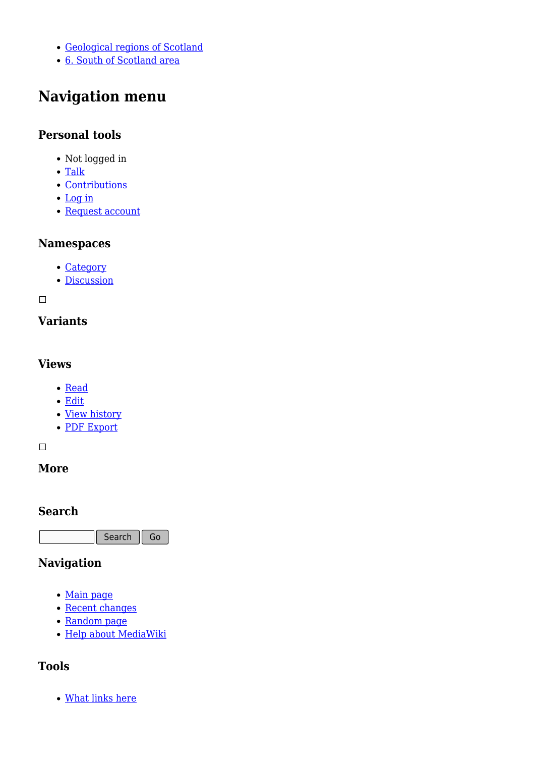- Geological regions of Scotland
- 6. South of Scotland area

# Navigation menu

## Personal tools

- Not logged in
- Talk
- Contributions
- Log in
- Request account

## Namespaces

- Category
- Discussion

## Variants

## Views

- Read
- Edit
- View history
- PDF Export

## More

## Search

Search Go

## Navigation

- Main page
- Recent changes
- Random page
- Help about MediaWiki

## Tools

- What links here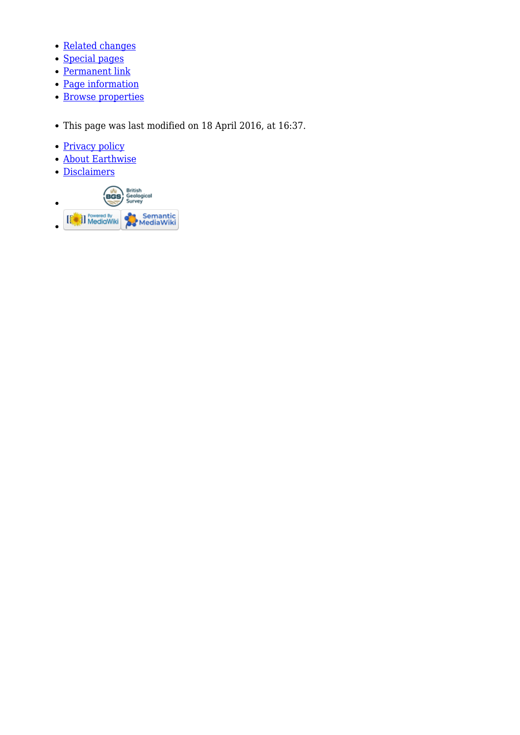- Related changes
- Special pages
- Permanent link
- Page information
- Browse properties

- This page was last modified on 18 April 2016, at 16:37.

- Privacy policy
- About Earthwise
- Disclaimers